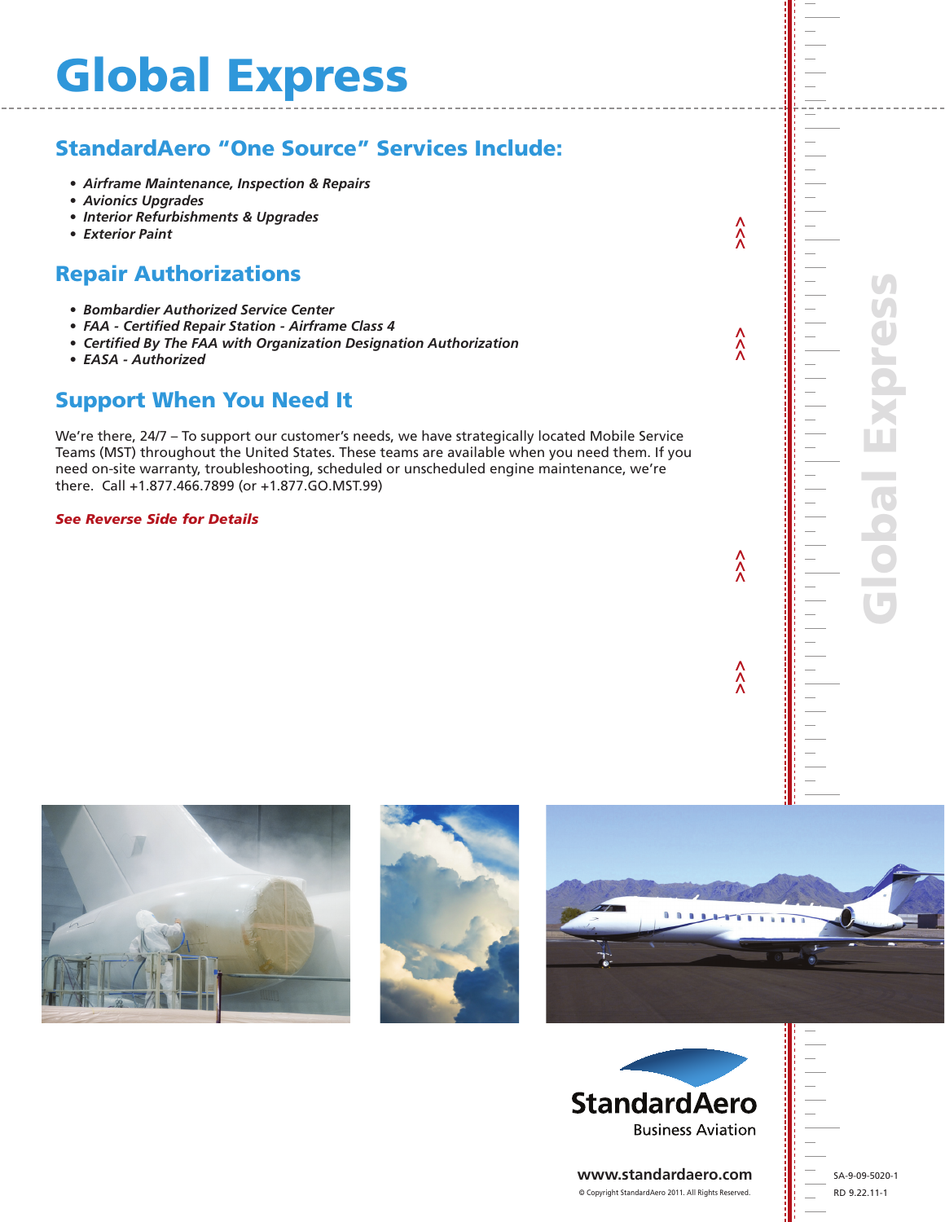# Global Express

## StandardAero "One Source" Services Include:

- *Airframe Maintenance, Inspection & Repairs*
- *Avionics Upgrades*
- *Interior Refurbishments & Upgrades*
- *Exterior Paint*

## Repair Authorizations

- *Bombardier Authorized Service Center*
- *FAA - Certified Repair Station - Airframe Class 4*
- *Certified By The FAA with Organization Designation Authorization*
- *EASA - Authorized*

## Support When You Need It

We're there, 24/7 – To support our customer's needs, we have strategically located Mobile Service Teams (MST) throughout the United States. These teams are available when you need them. If you need on-site warranty, troubleshooting, scheduled or unscheduled engine maintenance, we're there. Call +1.877.466.7899 (or +1.877.GO.MST.99)

***See Reverse Side for Details***

StandardAero
Business Aviation

www.standardaero.com

© Copyright StandardAero 2011. All Rights Reserved.

SA-9-09-5020-1
RD 9.22.11-1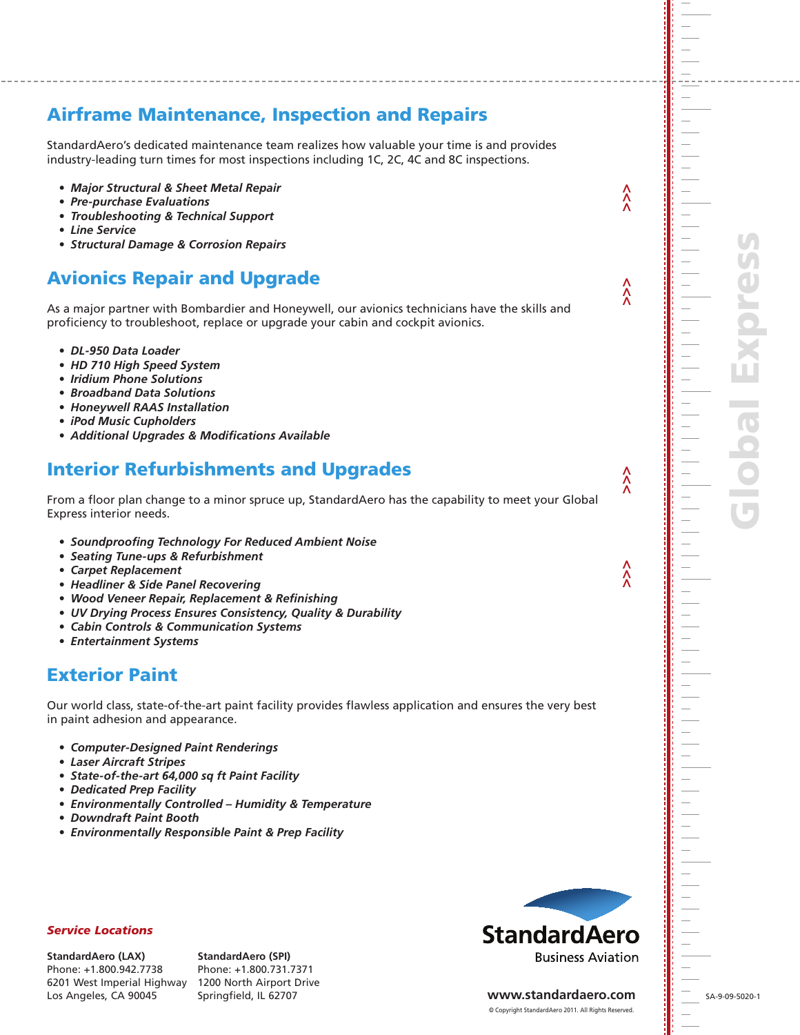## Airframe Maintenance, Inspection and Repairs

StandardAero's dedicated maintenance team realizes how valuable your time is and provides industry-leading turn times for most inspections including 1C, 2C, 4C and 8C inspections.

- *Major Structural & Sheet Metal Repair*
- *Pre-purchase Evaluations*
- *Troubleshooting & Technical Support*
- *Line Service*
- *Structural Damage & Corrosion Repairs*

## Avionics Repair and Upgrade

As a major partner with Bombardier and Honeywell, our avionics technicians have the skills and proficiency to troubleshoot, replace or upgrade your cabin and cockpit avionics.

- *DL-950 Data Loader*
- *HD 710 High Speed System*
- *Iridium Phone Solutions*
- *Broadband Data Solutions*
- *Honeywell RAAS Installation*
- *iPod Music Cupholders*
- *Additional Upgrades & Modifications Available*

## Interior Refurbishments and Upgrades

From a floor plan change to a minor spruce up, StandardAero has the capability to meet your Global Express interior needs.

- *Soundproofing Technology For Reduced Ambient Noise*
- *Seating Tune-ups & Refurbishment*
- *Carpet Replacement*
- *Headliner & Side Panel Recovering*
- *Wood Veneer Repair, Replacement & Refinishing*
- *UV Drying Process Ensures Consistency, Quality & Durability*
- *Cabin Controls & Communication Systems*
- *Entertainment Systems*

## Exterior Paint

Our world class, state-of-the-art paint facility provides flawless application and ensures the very best in paint adhesion and appearance.

- *Computer-Designed Paint Renderings*
- *Laser Aircraft Stripes*
- *State-of-the-art 64,000 sq ft Paint Facility*
- *Dedicated Prep Facility*
- *Environmentally Controlled – Humidity & Temperature*
- *Downdraft Paint Booth*
- *Environmentally Responsible Paint & Prep Facility*

Global Express

***Service Locations***

**StandardAero (LAX)**
Phone: +1.800.942.7738
6201 West Imperial Highway
Los Angeles, CA 90045

**StandardAero (SPI)**
Phone: +1.800.731.7371
1200 North Airport Drive
Springfield, IL 62707

StandardAero
Business Aviation

**www.standardaero.com**

© Copyright StandardAero 2011. All Rights Reserved.

SA-9-09-5020-1